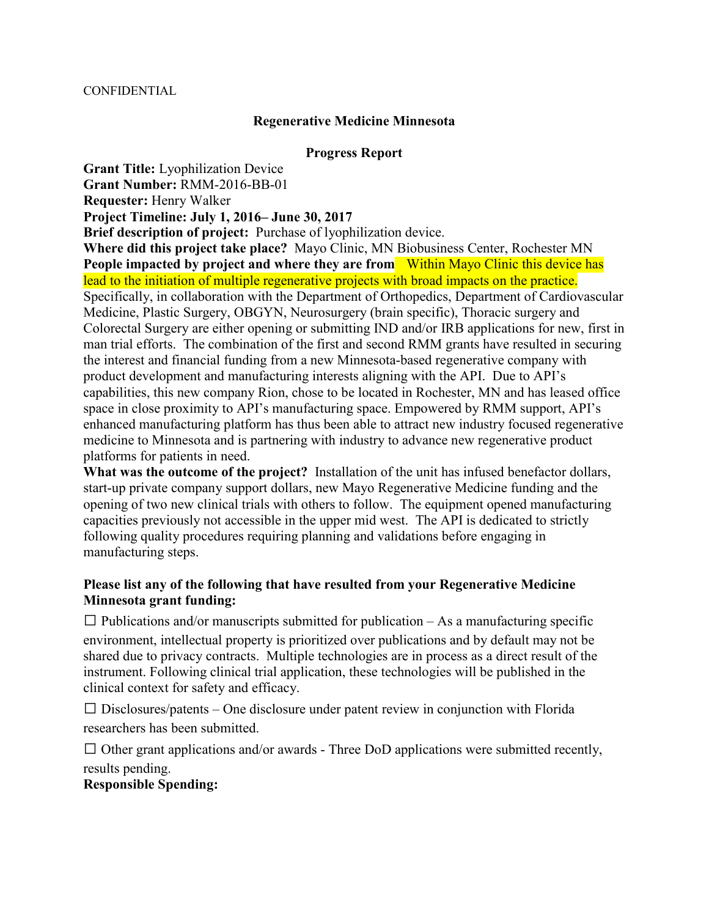CONFIDENTIAL

**Regenerative Medicine Minnesota**

**Progress Report**

**Grant Title:** Lyophilization Device
**Grant Number:** RMM-2016-BB-01
**Requester:** Henry Walker
**Project Timeline: July 1, 2016– June 30, 2017**
**Brief description of project:** Purchase of lyophilization device.
**Where did this project take place?** Mayo Clinic, MN Biobusiness Center, Rochester MN
**People impacted by project and where they are from** Within Mayo Clinic this device has lead to the initiation of multiple regenerative projects with broad impacts on the practice. Specifically, in collaboration with the Department of Orthopedics, Department of Cardiovascular Medicine, Plastic Surgery, OBGYN, Neurosurgery (brain specific), Thoracic surgery and Colorectal Surgery are either opening or submitting IND and/or IRB applications for new, first in man trial efforts. The combination of the first and second RMM grants have resulted in securing the interest and financial funding from a new Minnesota-based regenerative company with product development and manufacturing interests aligning with the API. Due to API's capabilities, this new company Rion, chose to be located in Rochester, MN and has leased office space in close proximity to API's manufacturing space. Empowered by RMM support, API's enhanced manufacturing platform has thus been able to attract new industry focused regenerative medicine to Minnesota and is partnering with industry to advance new regenerative product platforms for patients in need.
**What was the outcome of the project?** Installation of the unit has infused benefactor dollars, start-up private company support dollars, new Mayo Regenerative Medicine funding and the opening of two new clinical trials with others to follow. The equipment opened manufacturing capacities previously not accessible in the upper mid west. The API is dedicated to strictly following quality procedures requiring planning and validations before engaging in manufacturing steps.

**Please list any of the following that have resulted from your Regenerative Medicine Minnesota grant funding:**

☐ Publications and/or manuscripts submitted for publication – As a manufacturing specific environment, intellectual property is prioritized over publications and by default may not be shared due to privacy contracts. Multiple technologies are in process as a direct result of the instrument. Following clinical trial application, these technologies will be published in the clinical context for safety and efficacy.

☐ Disclosures/patents – One disclosure under patent review in conjunction with Florida researchers has been submitted.

☐ Other grant applications and/or awards - Three DoD applications were submitted recently, results pending.

**Responsible Spending:**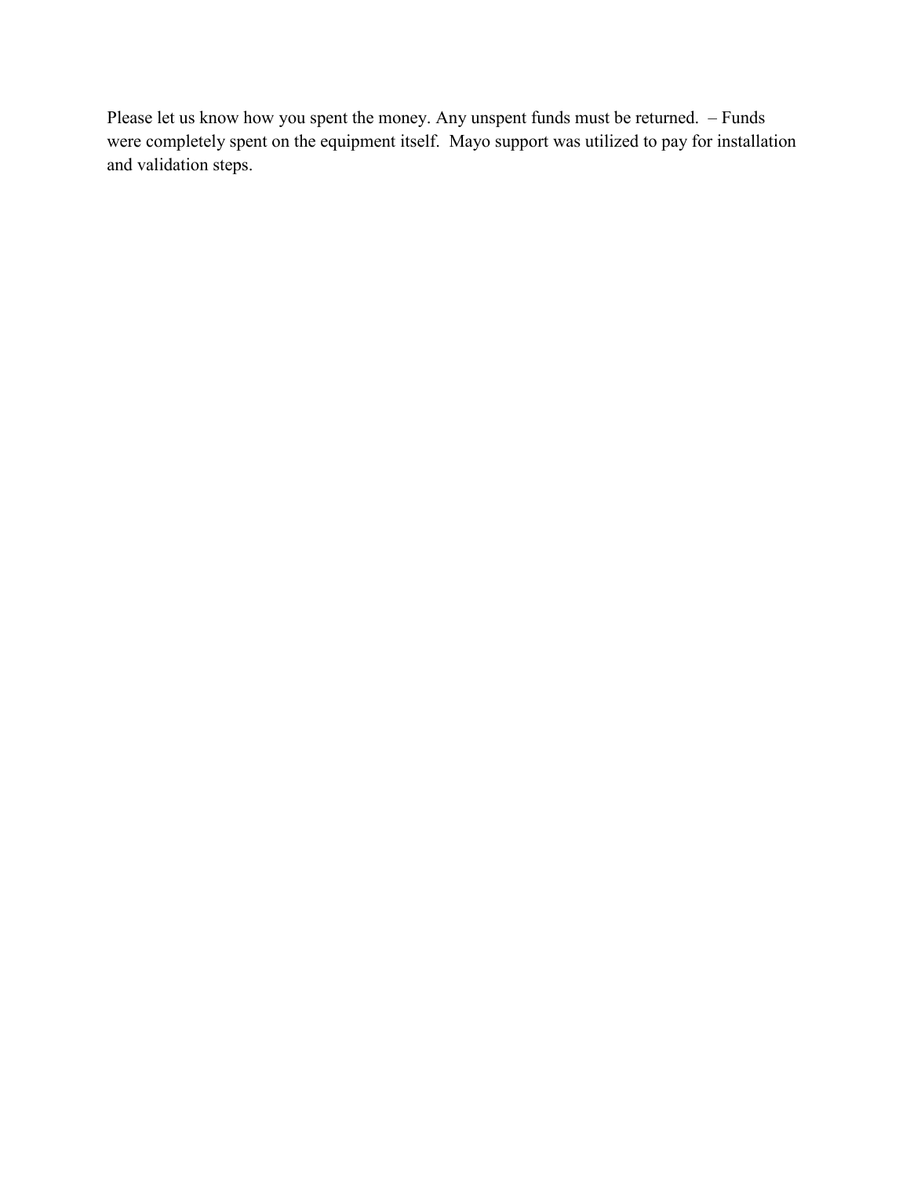Please let us know how you spent the money. Any unspent funds must be returned. – Funds were completely spent on the equipment itself. Mayo support was utilized to pay for installation and validation steps.